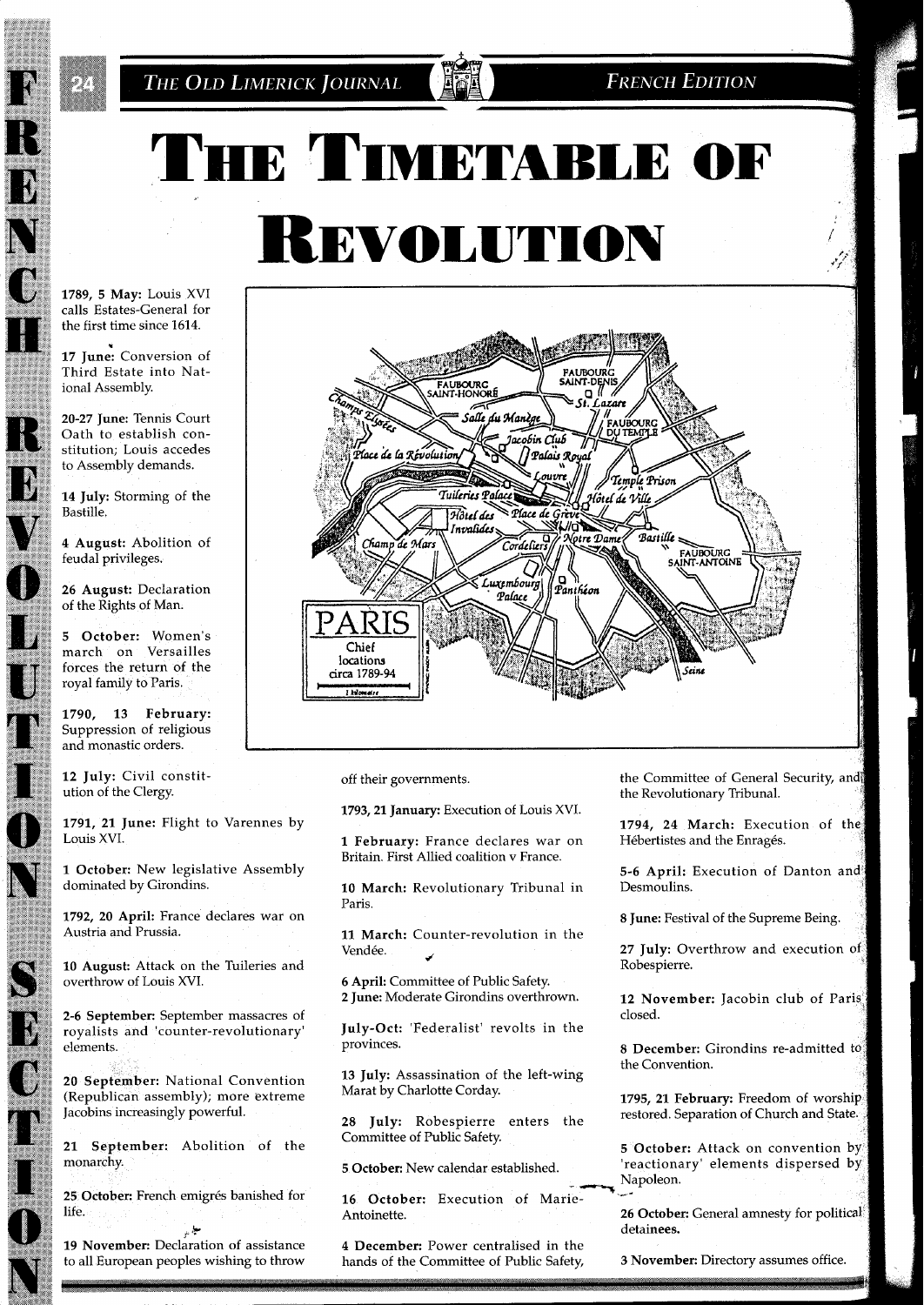# THE TIMETABLE OF REVOLUTION

**1789, 5 May:** Louis XVI calls Estates-General for the first time since 1614.

**17 June:** Conversion of Third Estate into National Assembly.

**20-27 June:** Tennis Court Oath to establish constitution; Louis accedes to Assembly demands.

**14 July:** Storming of the Bastille.

**4 August:** Abolition of feudal privileges.

**26 August:** Declaration of the Rights of Man.

**5 October:** Women's march on Versailles forces the return of the royal family to Paris.

**1790, 13 February:** Suppression of religious and monastic orders.

**12 July:** Civil constitution of the Clergy.

**1791, 21 June:** Flight to Varennes by Louis XVI.

**1 October:** New legislative Assembly dominated by Girondins.

**1792, 20 April:** France declares war on Austria and Prussia.

**10 August:** Attack on the Tuileries and overthrow of Louis XVI.

**2-6 September:** September massacres of royalists and 'counter-revolutionary' elements.

**20 September:** National Convention (Republican assembly); more extreme Jacobins increasingly powerful.

**21 September:** Abolition of the monarchy.

**25 October:** French emigrés banished for life.

**19 November:** Declaration of assistance to all European peoples wishing to throw off their governments.

**1793, 21 January:** Execution of Louis XVI.

**1 February:** France declares war on Britain. First Allied coalition v France.

**10 March:** Revolutionary Tribunal in Paris.

**11 March:** Counter-revolution in the Vendée.

**6 April:** Committee of Public Safety.

**2 June:** Moderate Girondins overthrown.

**July-Oct:** 'Federalist' revolts in the provinces.

**13 July:** Assassination of the left-wing Marat by Charlotte Corday.

**28 July:** Robespierre enters the Committee of Public Safety.

**5 October:** New calendar established.

**16 October:** Execution of Marie-Antoinette.

**4 December:** Power centralised in the hands of the Committee of Public Safety, the Committee of General Security, and the Revolutionary Tribunal.

**1794, 24 March:** Execution of the Hébertistes and the Enragés.

**5-6 April:** Execution of Danton and Desmoulins.

**8 June:** Festival of the Supreme Being.

**27 July:** Overthrow and execution of Robespierre.

**12 November:** Jacobin club of Paris closed.

**8 December:** Girondins re-admitted to the Convention.

**1795, 21 February:** Freedom of worship restored. Separation of Church and State.

**5 October:** Attack on convention by 'reactionary' elements dispersed by Napoleon.

**26 October:** General amnesty for political detainees.

**3 November:** Directory assumes office.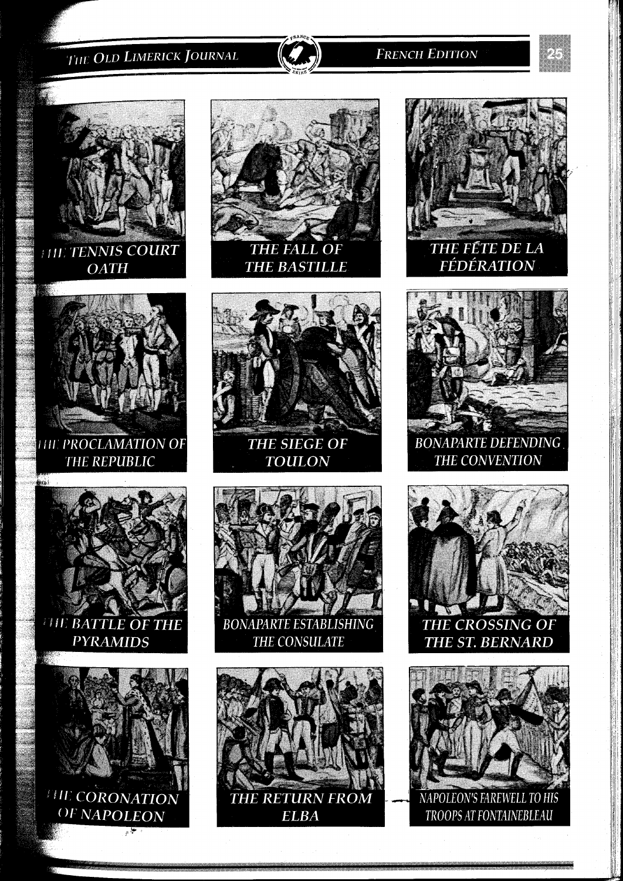THE TENNIS COURT OATH

THE FALL OF THE BASTILLE

THE FÊTE DE LA FÉDÉRATION

THE PROCLAMATION OF THE REPUBLIC

THE SIEGE OF TOULON

BONAPARTE DEFENDING THE CONVENTION

THE BATTLE OF THE PYRAMIDS

BONAPARTE ESTABLISHING THE CONSULATE

THE CROSSING OF THE ST. BERNARD

THE CORONATION OF NAPOLEON

THE RETURN FROM ELBA

NAPOLEON'S FAREWELL TO HIS TROOPS AT FONTAINEBLEAU